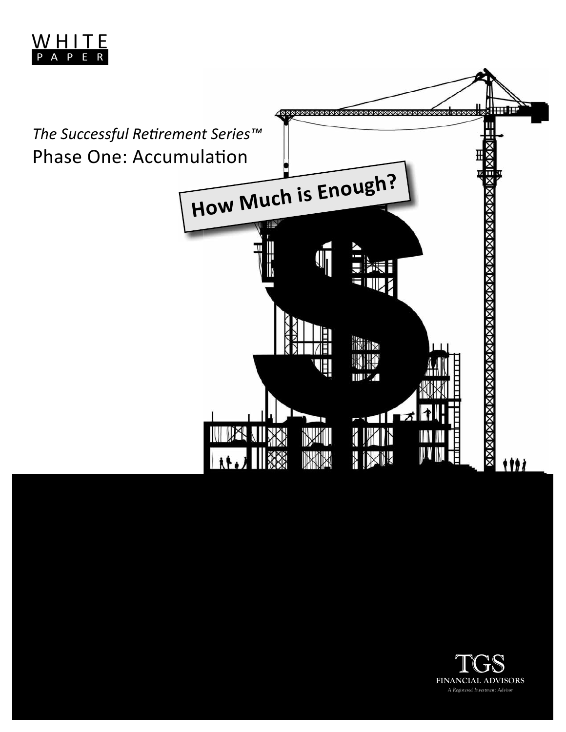WHITE PAPER

*The Successful Retirement Series™*

# Phase One: Accumulation

## How Much is Enough?

TGS FINANCIAL ADVISORS

*A Registered Investment Advisor*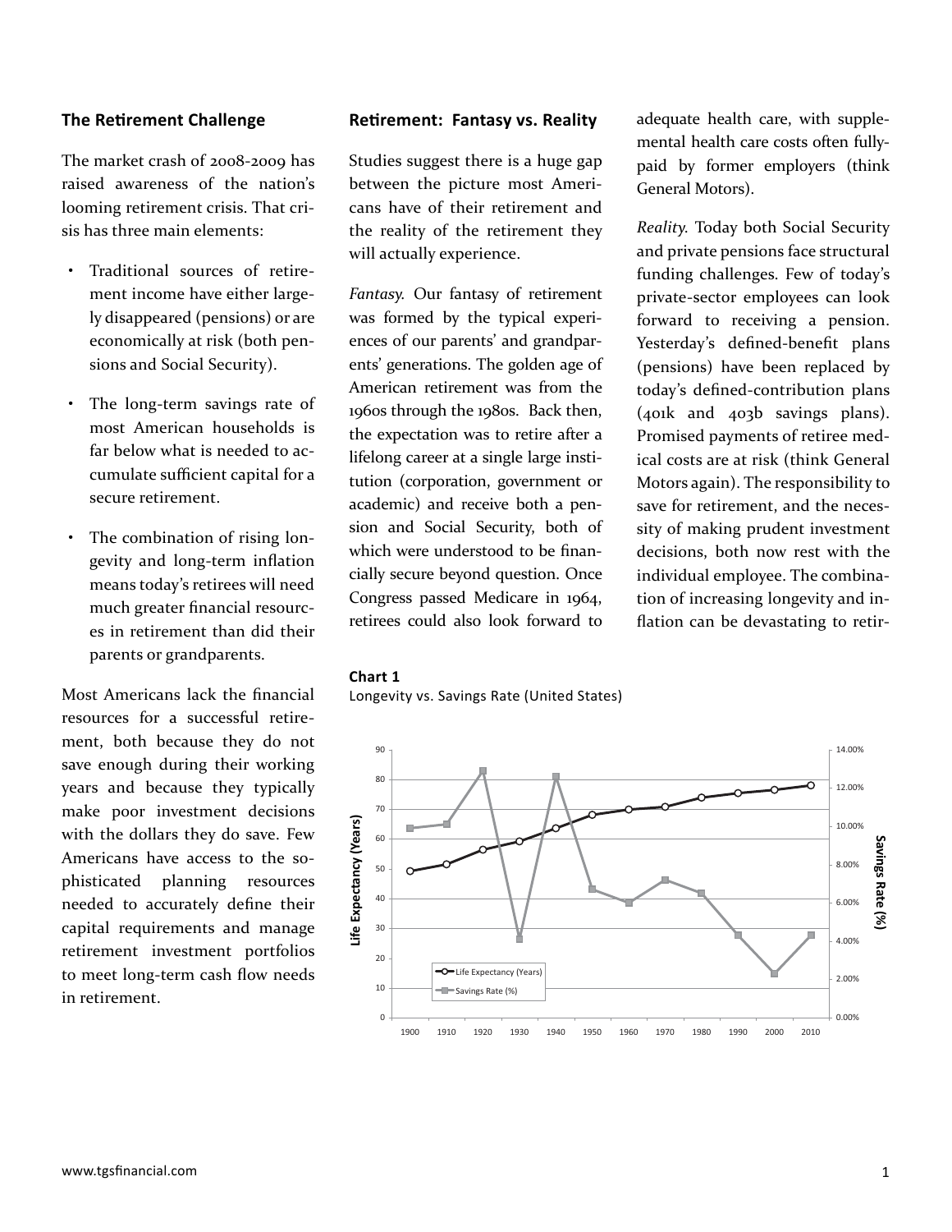## The Retirement Challenge

The market crash of 2008-2009 has raised awareness of the nation's looming retirement crisis. That crisis has three main elements:

- Traditional sources of retirement income have either largely disappeared (pensions) or are economically at risk (both pensions and Social Security).
- The long-term savings rate of most American households is far below what is needed to accumulate sufficient capital for a secure retirement.
- The combination of rising longevity and long-term inflation means today's retirees will need much greater financial resources in retirement than did their parents or grandparents.

Most Americans lack the financial resources for a successful retirement, both because they do not save enough during their working years and because they typically make poor investment decisions with the dollars they do save. Few Americans have access to the sophisticated planning resources needed to accurately define their capital requirements and manage retirement investment portfolios to meet long-term cash flow needs in retirement.

## Retirement: Fantasy vs. Reality

Studies suggest there is a huge gap between the picture most Americans have of their retirement and the reality of the retirement they will actually experience.

*Fantasy.* Our fantasy of retirement was formed by the typical experiences of our parents' and grandparents' generations. The golden age of American retirement was from the 1960s through the 1980s. Back then, the expectation was to retire after a lifelong career at a single large institution (corporation, government or academic) and receive both a pension and Social Security, both of which were understood to be financially secure beyond question. Once Congress passed Medicare in 1964, retirees could also look forward to adequate health care, with supplemental health care costs often fully-paid by former employers (think General Motors).

*Reality.* Today both Social Security and private pensions face structural funding challenges. Few of today's private-sector employees can look forward to receiving a pension. Yesterday's defined-benefit plans (pensions) have been replaced by today's defined-contribution plans (401k and 403b savings plans). Promised payments of retiree medical costs are at risk (think General Motors again). The responsibility to save for retirement, and the necessity of making prudent investment decisions, both now rest with the individual employee. The combination of increasing longevity and inflation can be devastating to retir-

**Chart 1**

Longevity vs. Savings Rate (United States)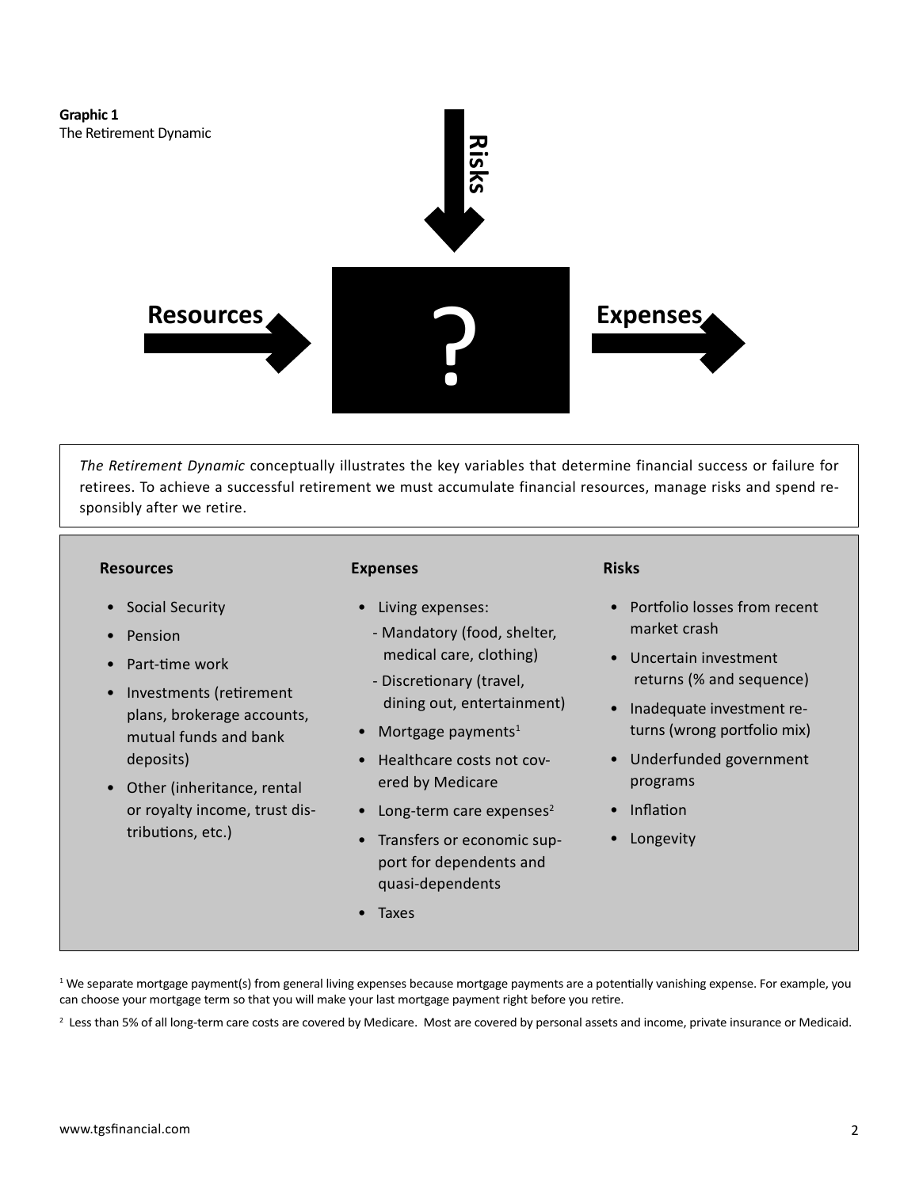**Graphic 1**
The Retirement Dynamic

Risks

Resources

?

Expenses

*The Retirement Dynamic* conceptually illustrates the key variables that determine financial success or failure for retirees. To achieve a successful retirement we must accumulate financial resources, manage risks and spend responsibly after we retire.

**Resources**

- Social Security
- Pension
- Part-time work
- Investments (retirement plans, brokerage accounts, mutual funds and bank deposits)
- Other (inheritance, rental or royalty income, trust distributions, etc.)

**Expenses**

- Living expenses:
  - Mandatory (food, shelter, medical care, clothing)
  - Discretionary (travel, dining out, entertainment)
- Mortgage payments[1]
- Healthcare costs not covered by Medicare
- Long-term care expenses[2]
- Transfers or economic support for dependents and quasi-dependents
- Taxes

**Risks**

- Portfolio losses from recent market crash
- Uncertain investment returns (% and sequence)
- Inadequate investment returns (wrong portfolio mix)
- Underfunded government programs
- Inflation
- Longevity

[1] We separate mortgage payment(s) from general living expenses because mortgage payments are a potentially vanishing expense. For example, you can choose your mortgage term so that you will make your last mortgage payment right before you retire.

[2] Less than 5% of all long-term care costs are covered by Medicare. Most are covered by personal assets and income, private insurance or Medicaid.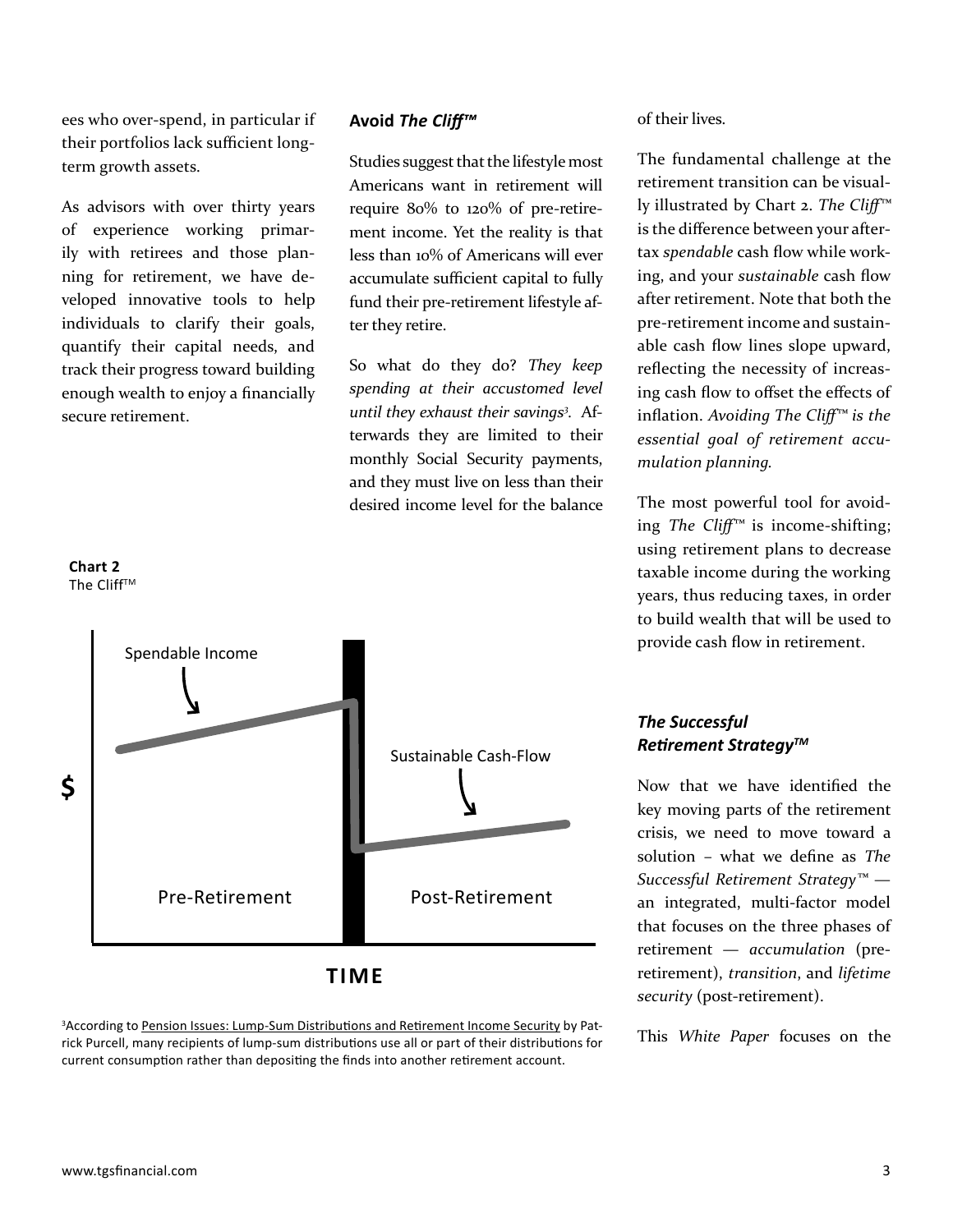ees who over-spend, in particular if their portfolios lack sufficient long-term growth assets.

As advisors with over thirty years of experience working primarily with retirees and those planning for retirement, we have developed innovative tools to help individuals to clarify their goals, quantify their capital needs, and track their progress toward building enough wealth to enjoy a financially secure retirement.

**Avoid *The Cliff™***

Studies suggest that the lifestyle most Americans want in retirement will require 80% to 120% of pre-retirement income. Yet the reality is that less than 10% of Americans will ever accumulate sufficient capital to fully fund their pre-retirement lifestyle after they retire.

So what do they do? *They keep spending at their accustomed level until they exhaust their savings*[3]. Afterwards they are limited to their monthly Social Security payments, and they must live on less than their desired income level for the balance of their lives.

**Chart 2**
The Cliff™

Spendable Income

Sustainable Cash-Flow

$

Pre-Retirement

Post-Retirement

**TIME**

[3]According to Pension Issues: Lump-Sum Distributions and Retirement Income Security by Patrick Purcell, many recipients of lump-sum distributions use all or part of their distributions for current consumption rather than depositing the finds into another retirement account.

The fundamental challenge at the retirement transition can be visually illustrated by Chart 2. *The Cliff™* is the difference between your after-tax *spendable* cash flow while working, and your *sustainable* cash flow after retirement. Note that both the pre-retirement income and sustainable cash flow lines slope upward, reflecting the necessity of increasing cash flow to offset the effects of inflation. *Avoiding The Cliff™ is the essential goal of retirement accumulation planning.*

The most powerful tool for avoiding *The Cliff™* is income-shifting; using retirement plans to decrease taxable income during the working years, thus reducing taxes, in order to build wealth that will be used to provide cash flow in retirement.

### *The Successful Retirement Strategy™*

Now that we have identified the key moving parts of the retirement crisis, we need to move toward a solution – what we define as *The Successful Retirement Strategy™* — an integrated, multi-factor model that focuses on the three phases of retirement — *accumulation* (pre-retirement), *transition*, and *lifetime security* (post-retirement).

This *White Paper* focuses on the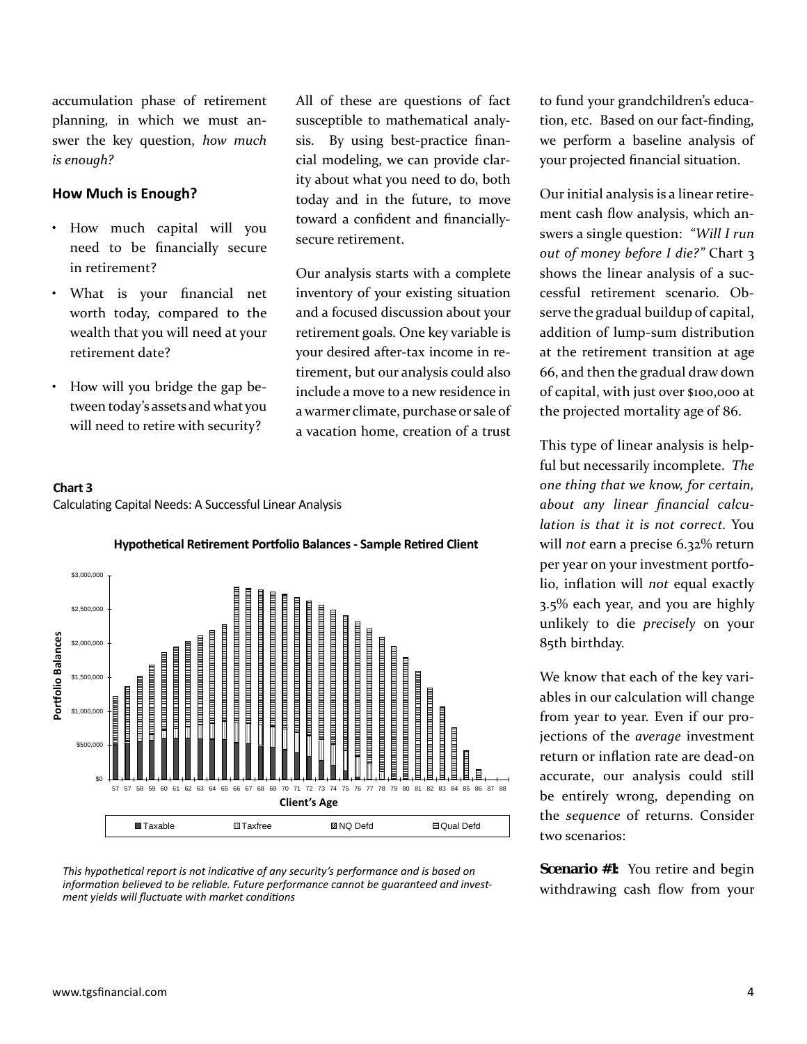accumulation phase of retirement planning, in which we must answer the key question, *how much is enough?*

### How Much is Enough?

- How much capital will you need to be financially secure in retirement?
- What is your financial net worth today, compared to the wealth that you will need at your retirement date?
- How will you bridge the gap between today's assets and what you will need to retire with security?

All of these are questions of fact susceptible to mathematical analysis. By using best-practice financial modeling, we can provide clarity about what you need to do, both today and in the future, to move toward a confident and financially-secure retirement.

Our analysis starts with a complete inventory of your existing situation and a focused discussion about your retirement goals. One key variable is your desired after-tax income in retirement, but our analysis could also include a move to a new residence in a warmer climate, purchase or sale of a vacation home, creation of a trust to fund your grandchildren's education, etc. Based on our fact-finding, we perform a baseline analysis of your projected financial situation.

Our initial analysis is a linear retirement cash flow analysis, which answers a single question: *"Will I run out of money before I die?"* Chart 3 shows the linear analysis of a successful retirement scenario. Observe the gradual buildup of capital, addition of lump-sum distribution at the retirement transition at age 66, and then the gradual draw down of capital, with just over $100,000 at the projected mortality age of 86.

**Chart 3**

Calculating Capital Needs: A Successful Linear Analysis

**Hypothetical Retirement Portfolio Balances - Sample Retired Client**

*This hypothetical report is not indicative of any security's performance and is based on information believed to be reliable. Future performance cannot be guaranteed and investment yields will fluctuate with market conditions*

This type of linear analysis is helpful but necessarily incomplete. *The one thing that we know, for certain, about any linear financial calculation is that it is not correct.* You will *not* earn a precise 6.32% return per year on your investment portfolio, inflation will *not* equal exactly 3.5% each year, and you are highly unlikely to die *precisely* on your 85th birthday.

We know that each of the key variables in our calculation will change from year to year. Even if our projections of the *average* investment return or inflation rate are dead-on accurate, our analysis could still be entirely wrong, depending on the *sequence* of returns. Consider two scenarios:

**Scenario #1:** You retire and begin withdrawing cash flow from your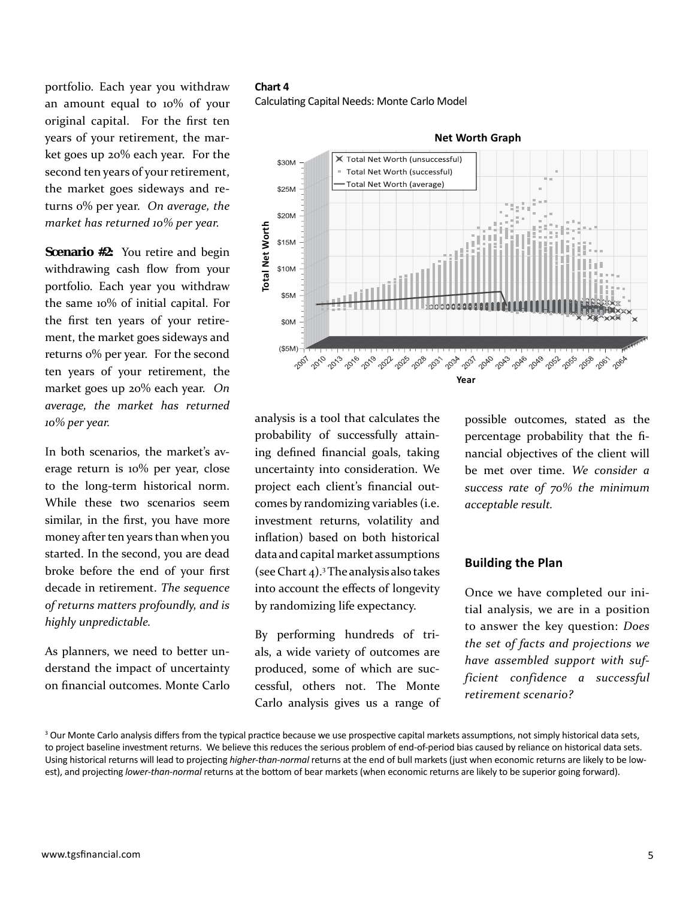portfolio. Each year you withdraw an amount equal to 10% of your original capital. For the first ten years of your retirement, the market goes up 20% each year. For the second ten years of your retirement, the market goes sideways and returns 0% per year. *On average, the market has returned 10% per year.*

**Scenario #2:** You retire and begin withdrawing cash flow from your portfolio. Each year you withdraw the same 10% of initial capital. For the first ten years of your retirement, the market goes sideways and returns 0% per year. For the second ten years of your retirement, the market goes up 20% each year. *On average, the market has returned 10% per year.*

In both scenarios, the market's average return is 10% per year, close to the long-term historical norm. While these two scenarios seem similar, in the first, you have more money after ten years than when you started. In the second, you are dead broke before the end of your first decade in retirement. *The sequence of returns matters profoundly, and is highly unpredictable.*

As planners, we need to better understand the impact of uncertainty on financial outcomes. Monte Carlo analysis is a tool that calculates the probability of successfully attaining defined financial goals, taking uncertainty into consideration. We project each client's financial outcomes by randomizing variables (i.e. investment returns, volatility and inflation) based on both historical data and capital market assumptions (see Chart 4).[3] The analysis also takes into account the effects of longevity by randomizing life expectancy.

**Chart 4**
Calculating Capital Needs: Monte Carlo Model

By performing hundreds of trials, a wide variety of outcomes are produced, some of which are successful, others not. The Monte Carlo analysis gives us a range of possible outcomes, stated as the percentage probability that the financial objectives of the client will be met over time. *We consider a success rate of 70% the minimum acceptable result.*

## Building the Plan

Once we have completed our initial analysis, we are in a position to answer the key question: *Does the set of facts and projections we have assembled support with sufficient confidence a successful retirement scenario?*

[3] Our Monte Carlo analysis differs from the typical practice because we use prospective capital markets assumptions, not simply historical data sets, to project baseline investment returns. We believe this reduces the serious problem of end-of-period bias caused by reliance on historical data sets. Using historical returns will lead to projecting *higher-than-normal* returns at the end of bull markets (just when economic returns are likely to be lowest), and projecting *lower-than-normal* returns at the bottom of bear markets (when economic returns are likely to be superior going forward).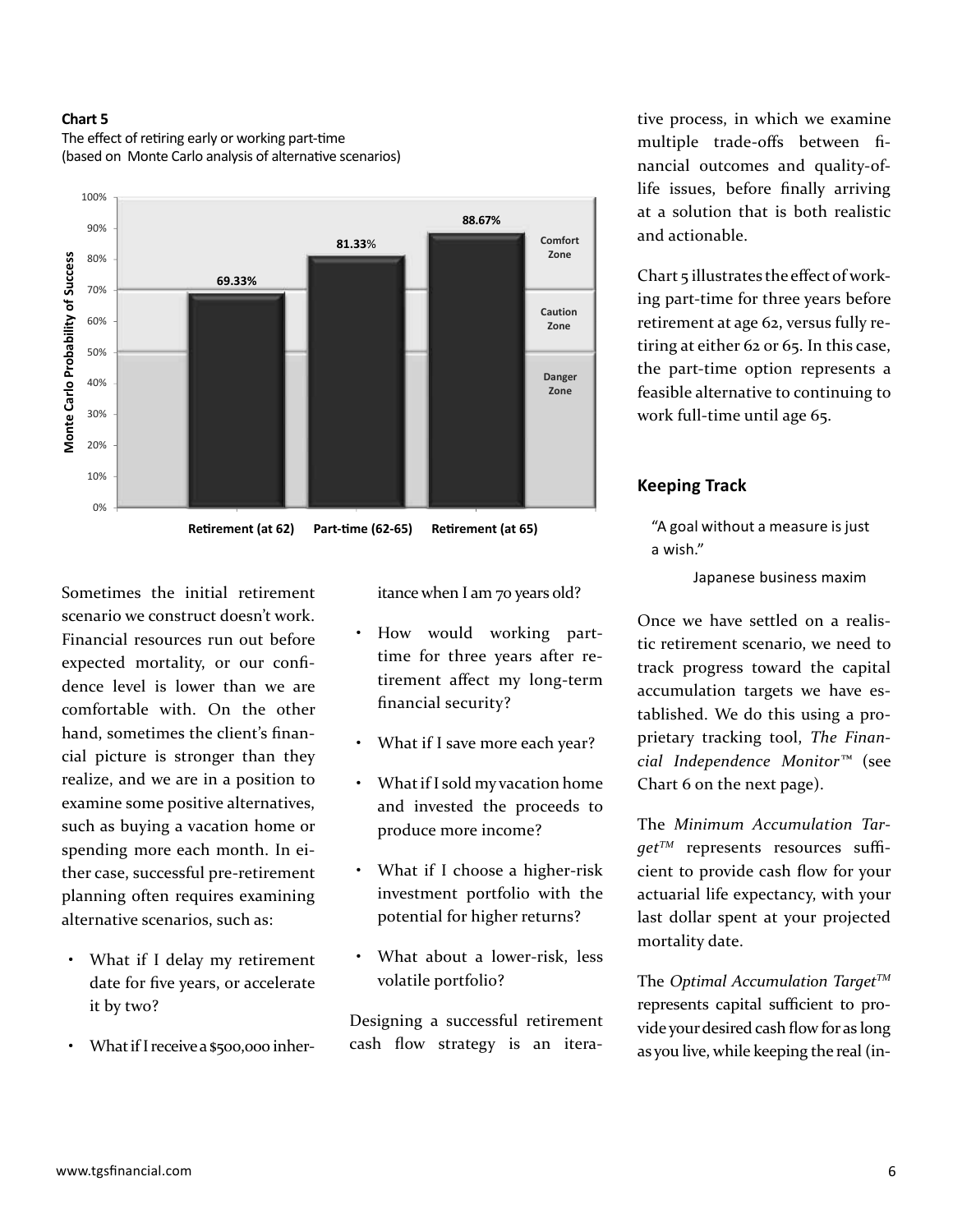**Chart 5**

The effect of retiring early or working part-time
(based on Monte Carlo analysis of alternative scenarios)

| Scenario | Monte Carlo Probability of Success |
| --- | --- |
| Retirement (at 62) | 69.33% |
| Part-time (62-65) | 81.33% |
| Retirement (at 65) | 88.67% |

Zones: Comfort Zone, Caution Zone, Danger Zone

Sometimes the initial retirement scenario we construct doesn't work. Financial resources run out before expected mortality, or our confidence level is lower than we are comfortable with. On the other hand, sometimes the client's financial picture is stronger than they realize, and we are in a position to examine some positive alternatives, such as buying a vacation home or spending more each month. In either case, successful pre-retirement planning often requires examining alternative scenarios, such as:

- What if I delay my retirement date for five years, or accelerate it by two?
- What if I receive a $500,000 inheritance when I am 70 years old?
- How would working part-time for three years after retirement affect my long-term financial security?
- What if I save more each year?
- What if I sold my vacation home and invested the proceeds to produce more income?
- What if I choose a higher-risk investment portfolio with the potential for higher returns?
- What about a lower-risk, less volatile portfolio?

Designing a successful retirement cash flow strategy is an iterative process, in which we examine multiple trade-offs between financial outcomes and quality-of-life issues, before finally arriving at a solution that is both realistic and actionable.

Chart 5 illustrates the effect of working part-time for three years before retirement at age 62, versus fully retiring at either 62 or 65. In this case, the part-time option represents a feasible alternative to continuing to work full-time until age 65.

## Keeping Track

> "A goal without a measure is just a wish."
>
> Japanese business maxim

Once we have settled on a realistic retirement scenario, we need to track progress toward the capital accumulation targets we have established. We do this using a proprietary tracking tool, *The Financial Independence Monitor*™ (see Chart 6 on the next page).

The *Minimum Accumulation Target*™ represents resources sufficient to provide cash flow for your actuarial life expectancy, with your last dollar spent at your projected mortality date.

The *Optimal Accumulation Target*™ represents capital sufficient to provide your desired cash flow for as long as you live, while keeping the real (in-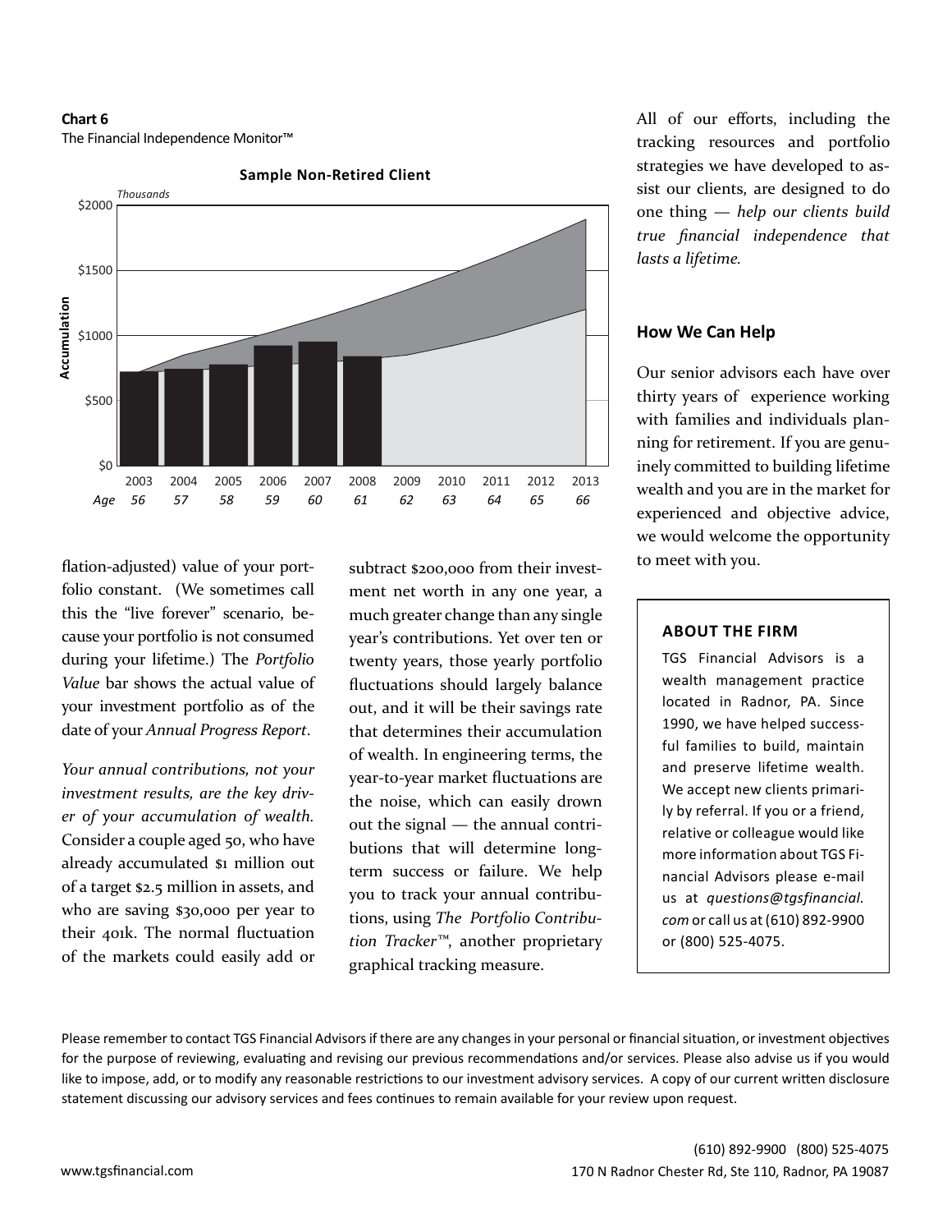**Chart 6**

The Financial Independence Monitor™

**Sample Non-Retired Client**

Thousands

$2000

$1500

$1000

$500

$0

Accumulation

2003 2004 2005 2006 2007 2008 2009 2010 2011 2012 2013

Age 56 57 58 59 60 61 62 63 64 65 66

flation-adjusted) value of your portfolio constant. (We sometimes call this the "live forever" scenario, because your portfolio is not consumed during your lifetime.) The *Portfolio Value* bar shows the actual value of your investment portfolio as of the date of your *Annual Progress Report*.

*Your annual contributions, not your investment results, are the key driver of your accumulation of wealth.* Consider a couple aged 50, who have already accumulated $1 million out of a target $2.5 million in assets, and who are saving $30,000 per year to their 401k. The normal fluctuation of the markets could easily add or subtract $200,000 from their investment net worth in any one year, a much greater change than any single year's contributions. Yet over ten or twenty years, those yearly portfolio fluctuations should largely balance out, and it will be their savings rate that determines their accumulation of wealth. In engineering terms, the year-to-year market fluctuations are the noise, which can easily drown out the signal — the annual contributions that will determine long-term success or failure. We help you to track your annual contributions, using *The Portfolio Contribution Tracker™*, another proprietary graphical tracking measure.

All of our efforts, including the tracking resources and portfolio strategies we have developed to assist our clients, are designed to do one thing — *help our clients build true financial independence that lasts a lifetime.*

## How We Can Help

Our senior advisors each have over thirty years of experience working with families and individuals planning for retirement. If you are genuinely committed to building lifetime wealth and you are in the market for experienced and objective advice, we would welcome the opportunity to meet with you.

### ABOUT THE FIRM

TGS Financial Advisors is a wealth management practice located in Radnor, PA. Since 1990, we have helped successful families to build, maintain and preserve lifetime wealth. We accept new clients primarily by referral. If you or a friend, relative or colleague would like more information about TGS Financial Advisors please e-mail us at *questions@tgsfinancial.com* or call us at (610) 892-9900 or (800) 525-4075.

Please remember to contact TGS Financial Advisors if there are any changes in your personal or financial situation, or investment objectives for the purpose of reviewing, evaluating and revising our previous recommendations and/or services. Please also advise us if you would like to impose, add, or to modify any reasonable restrictions to our investment advisory services. A copy of our current written disclosure statement discussing our advisory services and fees continues to remain available for your review upon request.

www.tgsfinancial.com

(610) 892-9900 (800) 525-4075
170 N Radnor Chester Rd, Ste 110, Radnor, PA 19087